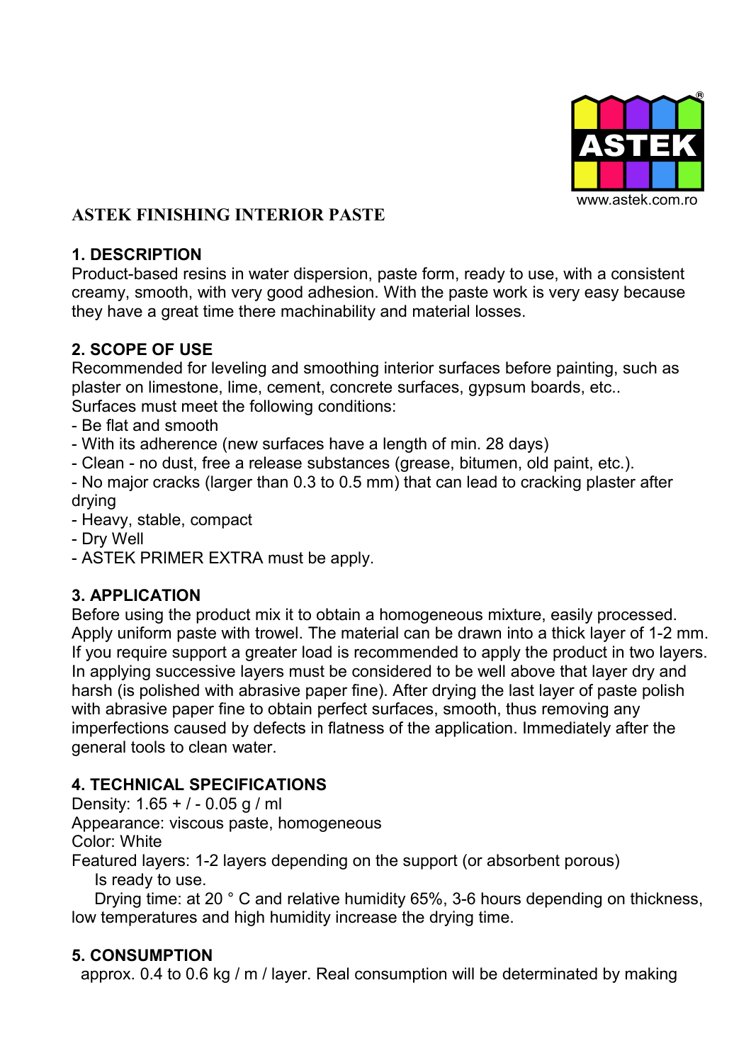www.astek.com.ro

# ASTEK FINISHING INTERIOR PASTE

## 1. DESCRIPTION

Product-based resins in water dispersion, paste form, ready to use, with a consistent creamy, smooth, with very good adhesion. With the paste work is very easy because they have a great time there machinability and material losses.

## 2. SCOPE OF USE

Recommended for leveling and smoothing interior surfaces before painting, such as plaster on limestone, lime, cement, concrete surfaces, gypsum boards, etc..
Surfaces must meet the following conditions:

- Be flat and smooth
- With its adherence (new surfaces have a length of min. 28 days)
- Clean - no dust, free a release substances (grease, bitumen, old paint, etc.).
- No major cracks (larger than 0.3 to 0.5 mm) that can lead to cracking plaster after drying
- Heavy, stable, compact
- Dry Well
- ASTEK PRIMER EXTRA must be apply.

## 3. APPLICATION

Before using the product mix it to obtain a homogeneous mixture, easily processed. Apply uniform paste with trowel. The material can be drawn into a thick layer of 1-2 mm. If you require support a greater load is recommended to apply the product in two layers. In applying successive layers must be considered to be well above that layer dry and harsh (is polished with abrasive paper fine). After drying the last layer of paste polish with abrasive paper fine to obtain perfect surfaces, smooth, thus removing any imperfections caused by defects in flatness of the application. Immediately after the general tools to clean water.

## 4. TECHNICAL SPECIFICATIONS

Density: 1.65 + / - 0.05 g / ml
Appearance: viscous paste, homogeneous
Color: White
Featured layers: 1-2 layers depending on the support (or absorbent porous)
Is ready to use.
Drying time: at 20 ° C and relative humidity 65%, 3-6 hours depending on thickness, low temperatures and high humidity increase the drying time.

## 5. CONSUMPTION

approx. 0.4 to 0.6 kg / m / layer. Real consumption will be determinated by making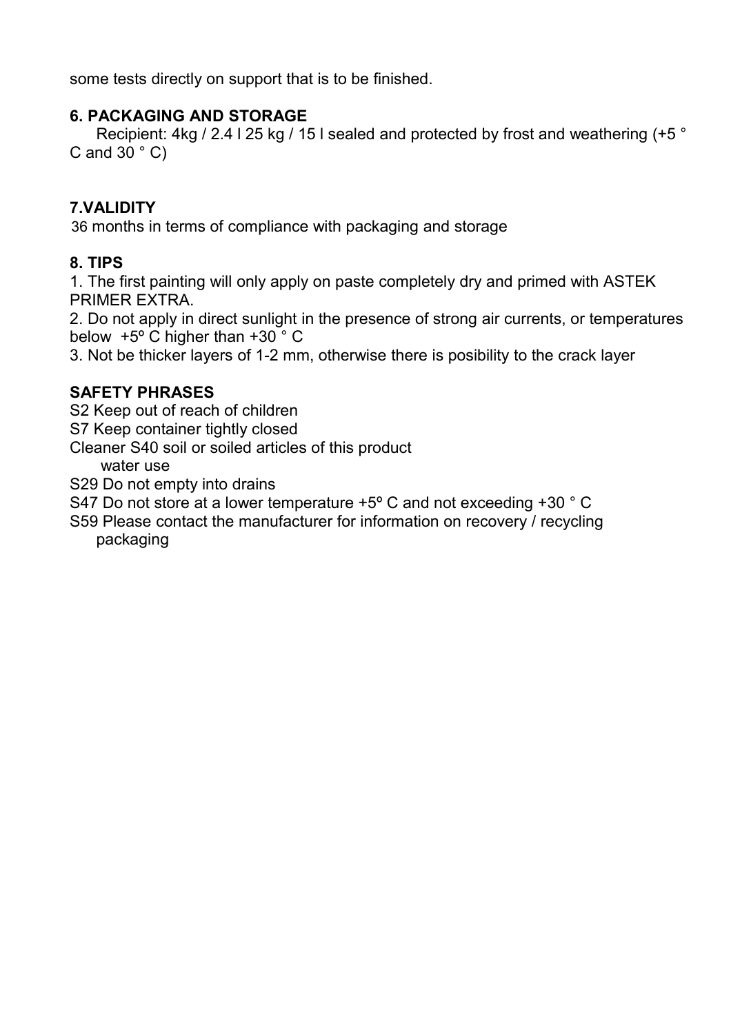some tests directly on support that is to be finished.

## 6. PACKAGING AND STORAGE

Recipient: 4kg / 2.4 l 25 kg / 15 l sealed and protected by frost and weathering (+5 ° C and 30 ° C)

## 7.VALIDITY

36 months in terms of compliance with packaging and storage

## 8. TIPS

1. The first painting will only apply on paste completely dry and primed with ASTEK PRIMER EXTRA.
2. Do not apply in direct sunlight in the presence of strong air currents, or temperatures below +5º C higher than +30 ° C
3. Not be thicker layers of 1-2 mm, otherwise there is posibility to the crack layer

## SAFETY PHRASES

S2 Keep out of reach of children
S7 Keep container tightly closed
Cleaner S40 soil or soiled articles of this product
water use
S29 Do not empty into drains
S47 Do not store at a lower temperature +5º C and not exceeding +30 ° C
S59 Please contact the manufacturer for information on recovery / recycling packaging